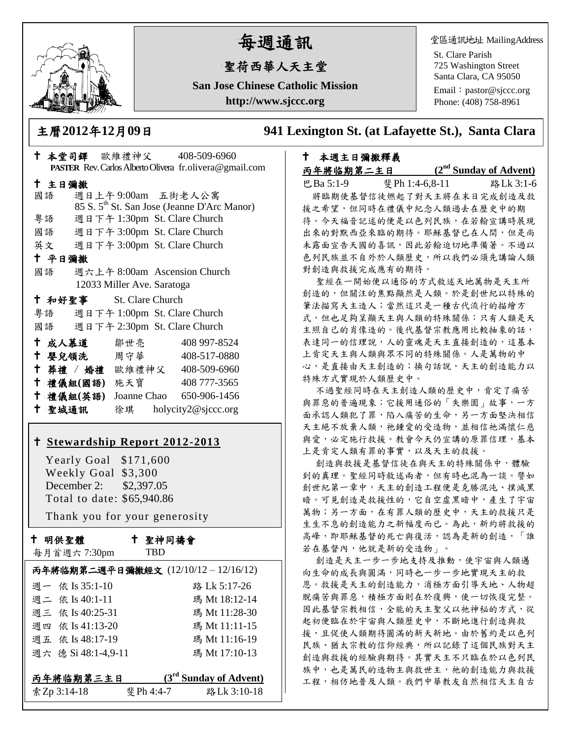# 每週通訊

## 聖荷西華人天主堂

**San Jose Chinese Catholic Mission**

**http://www.sjccc.org**

堂區通訊地址 MailingAddress

St. Clare Parish
725 Washington Street
Santa Clara, CA 95050
Email：pastor@sjccc.org
Phone: (408) 758-8961

## 主曆2012年12月09日　　941 Lexington St. (at Lafayette St.), Santa Clara

✝ **本堂司鐸**　歐維禮神父　408-509-6960
**PASTER** Rev. Carlos Alberto Olivera　fr.olivera@gmail.com

✝ **主日彌撒**

| | |
|---|---|
| 國語 | 週日上午 9:00am　五街老人公寓 85 S. 5th St. San Jose (Jeanne D'Arc Manor) |
| 粵語 | 週日下午 1:30pm　St. Clare Church |
| 國語 | 週日下午 3:00pm　St. Clare Church |
| 英文 | 週日下午 3:00pm　St. Clare Church |

✝ **平日彌撒**

國語　週六上午 8:00am　Ascension Church
12033 Miller Ave. Saratoga

✝ **和好聖事**　St. Clare Church

| | |
|---|---|
| 粵語 | 週日下午 1:00pm　St. Clare Church |
| 國語 | 週日下午 2:30pm　St. Clare Church |

| | | |
|---|---|---|
| ✝ **成人慕道** | 鄒世亮 | 408 997-8524 |
| ✝ **嬰兒領洗** | 周守華 | 408-517-0880 |
| ✝ **葬禮 / 婚禮** | 歐維禮神父 | 408-509-6960 |
| ✝ **禮儀組(國語)** | 施天寶 | 408 777-3565 |
| ✝ **禮儀組(英語)** | Joanne Chao | 650-906-1456 |
| ✝ **聖城通訊** | 徐琪 | holycity2@sjccc.org |

### ✝ Stewardship Report 2012-2013

Yearly Goal　$171,600
Weekly Goal　$3,300
December 2:　$2,397.05
Total to date: $65,940.86

Thank you for your generosity

✝ **明供聖體**　　✝ **聖神同禱會**
每月首週六 7:30pm　　TBD

**丙年將臨期第二週平日彌撒經文** (12/10/12 – 12/16/12)

| | | |
|---|---|---|
| 週一 | 依 Is 35:1-10 | 路 Lk 5:17-26 |
| 週二 | 依 Is 40:1-11 | 瑪 Mt 18:12-14 |
| 週三 | 依 Is 40:25-31 | 瑪 Mt 11:28-30 |
| 週四 | 依 Is 41:13-20 | 瑪 Mt 11:11-15 |
| 週五 | 依 Is 48:17-19 | 瑪 Mt 11:16-19 |
| 週六 | 德 Si 48:1-4,9-11 | 瑪 Mt 17:10-13 |

**丙年將臨期第三主日**　　**(3rd Sunday of Advent)**
索Zp 3:14-18　　斐Ph 4:4-7　　路Lk 3:10-18

### ✝ 本週主日彌撒釋義

**丙年將臨期第二主日**　　**(2nd Sunday of Advent)**
巴Ba 5:1-9　　斐Ph 1:4-6,8-11　　路Lk 3:1-6

將臨期使基督信徒燃起了對天主將在末日完成創造及救援之希望，但同時在禮儀中紀念人類過去在歷史中的期待。今天福音記述的便是以色列民族，在若翰宣講時展現出來的對默西亞來臨的期待。耶穌基督已在人間，但是尚未露面宣告天國的喜訊，因此若翰迫切地準備著。不過以色列民族並不自外於人類歷史，所以我們必須先講論人類對創造與救援完成應有的期待。

聖經在一開始便以通俗的方式敘述天地萬物是天主所創造的，但關注的焦點顯然是人類。於是創世紀以特殊的筆法描寫天主造人；當然這只是一種古代流行的描繪方式，但也足夠呈顯天主與人類的特殊關係：只有人類是天主照自己的肖像造的。後代基督宗教應用比較抽象的話，表達同一的信理說，人的靈魂是天主直接創造的，這基本上肯定天主與人類與眾不同的特殊關係。人是萬物的中心，是直接由天主創造的；換句話說，天主的創造能力以特殊方式實現於人類歷史中。

不過聖經同時在天主創造人類的歷史中，肯定了痛苦與罪惡的普遍現象；它援用通俗的「失樂園」故事，一方面承認人類犯了罪，陷入痛苦的生命，另一方面堅決相信天主絕不放棄人類，祂鍾愛的受造物，並相信祂滿懷仁慈與愛，必定施行救援。教會今天仍宣講的原罪信理，基本上是肯定人類有罪的事實，以及天主的救援。

創造與救援是基督信徒在與天主的特殊關係中，體驗到的真理。聖經同時敘述兩者，但有時也混為一談。譬如創世紀第一章中，天主的創造工程便是克勝混沌、撲滅黑暗。可見創造是救援性的，它自空虛黑暗中，產生了宇宙萬物；另一方面，在有罪人類的歷史中，天主的救援只是生生不息的創造能力之新幅度而已。為此，新約將救援的高峰，即耶穌基督的死亡與復活，認為是新的創造，「誰若在基督內，他就是新的受造物」。

創造是天主一步一步地支持及推動，使宇宙與人類邁向生命的成長與圓滿，同時也一步一步地實現天主的救恩。救援是天主的創造能力，消極方面引導天地、人物超脫痛苦與罪惡，積極方面則在於復興，使一切恢復完整。因此基督宗教相信，全能的天主聖父以祂神秘的方式，從起初便臨在於宇宙與人類歷史中，不斷地進行創造與救援，且促使人類期待圓滿的新天新地。由於舊約是以色列民族、猶太宗教的信仰經典，所以記錄了這個民族對天主創造與救援的經驗與期待。其實天主不只臨在於以色列民族中，也是萬民的造物主與救世主，祂的創造能力與救援工程，相彷地普及人類。我們中華教友自然相信天主自古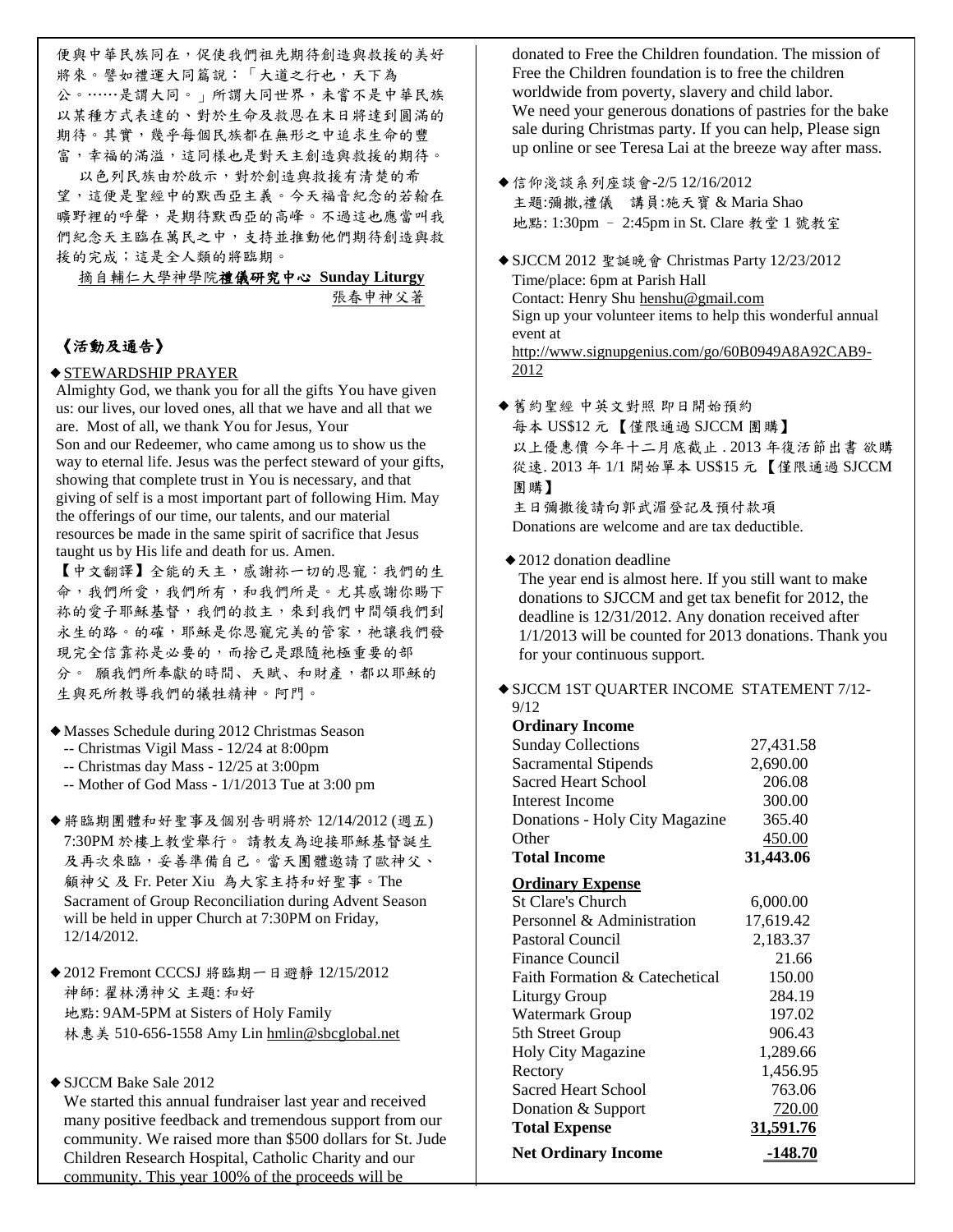便與中華民族同在，促使我們祖先期待創造與救援的美好將來。譬如禮運大同篇說：「大道之行也，天下為公。……是謂大同。」所謂大同世界，未嘗不是中華民族以某種方式表達的、對於生命及救恩在末日將達到圓滿的期待。其實，幾乎每個民族都在無形之中追求生命的豐富，幸福的滿溢，這同樣也是對天主創造與救援的期待。

以色列民族由於啟示，對於創造與救援有清楚的希望，這便是聖經中的默西亞主義。今天福音紀念的若翰在曠野裡的呼聲，是期待默西亞的高峰。不過這也應當叫我們紀念天主臨在萬民之中，支持並推動他們期待創造與救援的完成；這是全人類的將臨期。

摘自輔仁大學神學院**禮儀研究中心 Sunday Liturgy**
張春申神父著

## 《活動及通告》

◆STEWARDSHIP PRAYER

Almighty God, we thank you for all the gifts You have given us: our lives, our loved ones, all that we have and all that we are. Most of all, we thank You for Jesus, Your Son and our Redeemer, who came among us to show us the way to eternal life. Jesus was the perfect steward of your gifts, showing that complete trust in You is necessary, and that giving of self is a most important part of following Him. May the offerings of our time, our talents, and our material resources be made in the same spirit of sacrifice that Jesus taught us by His life and death for us. Amen.

【中文翻譯】全能的天主，感謝祢一切的恩寵：我們的生命，我們所愛，我們所有，和我們所是。尤其感謝你賜下祢的愛子耶穌基督，我們的救主，來到我們中間領我們到永生的路。的確，耶穌是你恩寵完美的管家，祂讓我們發現完全信靠祢是必要的，而捨己是跟隨祂極重要的部分。 願我們所奉獻的時間、天賦、和財產，都以耶穌的生與死所教導我們的犧牲精神。阿門。

◆Masses Schedule during 2012 Christmas Season
-- Christmas Vigil Mass - 12/24 at 8:00pm
-- Christmas day Mass - 12/25 at 3:00pm
-- Mother of God Mass - 1/1/2013 Tue at 3:00 pm

◆將臨期團體和好聖事及個別告明將於 12/14/2012 (週五) 7:30PM 於樓上教堂舉行。 請教友為迎接耶穌基督誕生及再次來臨，妥善準備自己。當天團體邀請了歐神父、顧神父 及 Fr. Peter Xiu 為大家主持和好聖事。The Sacrament of Group Reconciliation during Advent Season will be held in upper Church at 7:30PM on Friday, 12/14/2012.

◆2012 Fremont CCCSJ 將臨期一日避靜 12/15/2012
神師: 翟林湧神父 主題: 和好
地點: 9AM-5PM at Sisters of Holy Family
林惠美 510-656-1558 Amy Lin hmlin@sbcglobal.net

◆SJCCM Bake Sale 2012
We started this annual fundraiser last year and received many positive feedback and tremendous support from our community. We raised more than $500 dollars for St. Jude Children Research Hospital, Catholic Charity and our community. This year 100% of the proceeds will be donated to Free the Children foundation. The mission of Free the Children foundation is to free the children worldwide from poverty, slavery and child labor. We need your generous donations of pastries for the bake sale during Christmas party. If you can help, Please sign up online or see Teresa Lai at the breeze way after mass.

◆信仰淺談系列座談會-2/5 12/16/2012
主題:彌撒,禮儀　講員:施天寶 & Maria Shao
地點: 1:30pm – 2:45pm in St. Clare 教堂 1 號教室

◆SJCCM 2012 聖誕晚會 Christmas Party 12/23/2012
Time/place: 6pm at Parish Hall
Contact: Henry Shu henshu@gmail.com
Sign up your volunteer items to help this wonderful annual event at
http://www.signupgenius.com/go/60B0949A8A92CAB9-2012

◆舊約聖經 中英文對照 即日開始預約
每本 US$12 元 【僅限通過 SJCCM 團購】
以上優惠價 今年十二月底截止 . 2013 年復活節出書 欲購從速. 2013 年 1/1 開始單本 US$15 元 【僅限通過 SJCCM 團購】
主日彌撒後請向郭武湄登記及預付款項
Donations are welcome and are tax deductible.

◆2012 donation deadline
The year end is almost here. If you still want to make donations to SJCCM and get tax benefit for 2012, the deadline is 12/31/2012. Any donation received after 1/1/2013 will be counted for 2013 donations. Thank you for your continuous support.

◆SJCCM 1ST QUARTER INCOME STATEMENT 7/12-9/12

| | |
|---|---|
| **Ordinary Income** | |
| Sunday Collections | 27,431.58 |
| Sacramental Stipends | 2,690.00 |
| Sacred Heart School | 206.08 |
| Interest Income | 300.00 |
| Donations - Holy City Magazine | 365.40 |
| Other | 450.00 |
| **Total Income** | **31,443.06** |
| **Ordinary Expense** | |
| St Clare's Church | 6,000.00 |
| Personnel & Administration | 17,619.42 |
| Pastoral Council | 2,183.37 |
| Finance Council | 21.66 |
| Faith Formation & Catechetical | 150.00 |
| Liturgy Group | 284.19 |
| Watermark Group | 197.02 |
| 5th Street Group | 906.43 |
| Holy City Magazine | 1,289.66 |
| Rectory | 1,456.95 |
| Sacred Heart School | 763.06 |
| Donation & Support | 720.00 |
| **Total Expense** | **31,591.76** |
| **Net Ordinary Income** | **-148.70** |